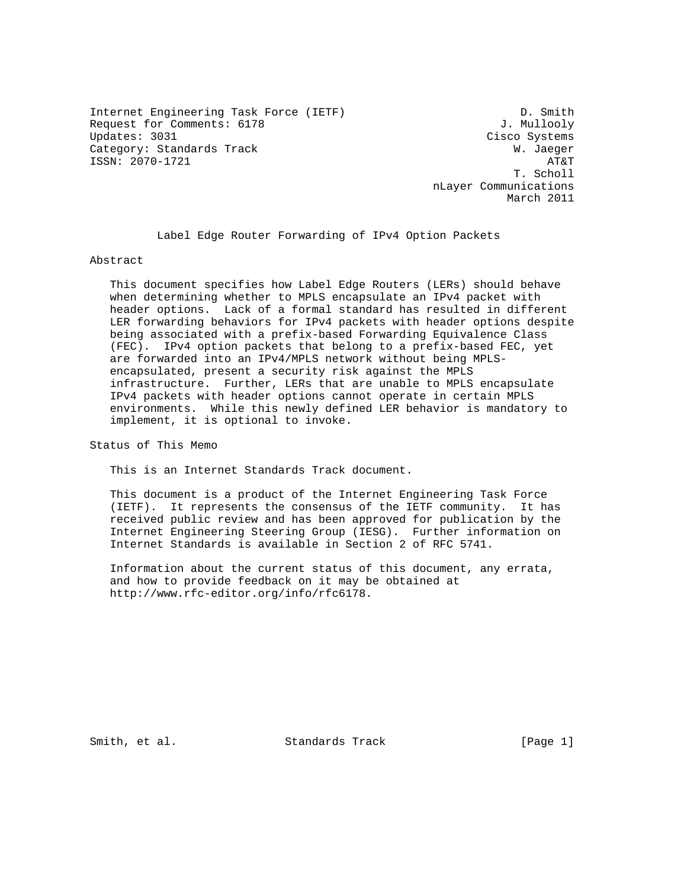Internet Engineering Task Force (IETF) — D. Smith
Request for Comments: 6178 — J. Mullooly
Updates: 3031 — Cisco Systems
Category: Standards Track — W. Jaeger
ISSN: 2070-1721 — AT&T
T. Scholl
nLayer Communications
March 2011

# Label Edge Router Forwarding of IPv4 Option Packets

## Abstract

This document specifies how Label Edge Routers (LERs) should behave when determining whether to MPLS encapsulate an IPv4 packet with header options. Lack of a formal standard has resulted in different LER forwarding behaviors for IPv4 packets with header options despite being associated with a prefix-based Forwarding Equivalence Class (FEC). IPv4 option packets that belong to a prefix-based FEC, yet are forwarded into an IPv4/MPLS network without being MPLS-encapsulated, present a security risk against the MPLS infrastructure. Further, LERs that are unable to MPLS encapsulate IPv4 packets with header options cannot operate in certain MPLS environments. While this newly defined LER behavior is mandatory to implement, it is optional to invoke.

## Status of This Memo

This is an Internet Standards Track document.

This document is a product of the Internet Engineering Task Force (IETF). It represents the consensus of the IETF community. It has received public review and has been approved for publication by the Internet Engineering Steering Group (IESG). Further information on Internet Standards is available in Section 2 of RFC 5741.

Information about the current status of this document, any errata, and how to provide feedback on it may be obtained at http://www.rfc-editor.org/info/rfc6178.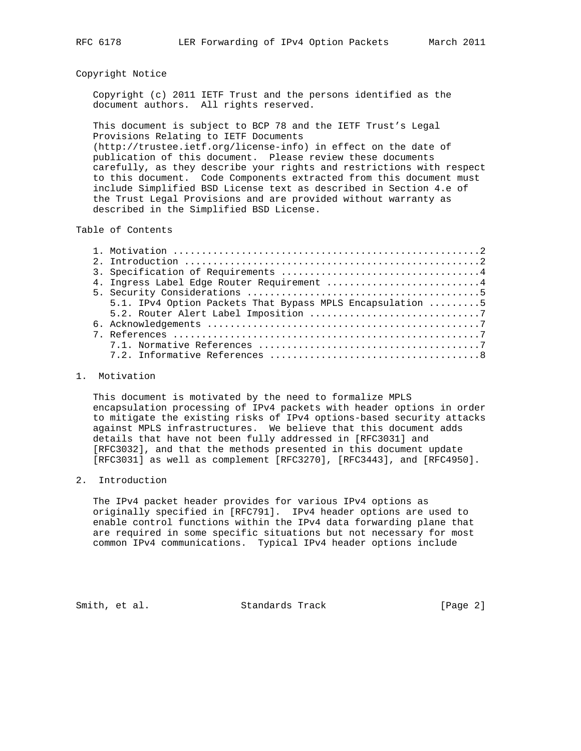## Copyright Notice

Copyright (c) 2011 IETF Trust and the persons identified as the document authors. All rights reserved.

This document is subject to BCP 78 and the IETF Trust's Legal Provisions Relating to IETF Documents (http://trustee.ietf.org/license-info) in effect on the date of publication of this document. Please review these documents carefully, as they describe your rights and restrictions with respect to this document. Code Components extracted from this document must include Simplified BSD License text as described in Section 4.e of the Trust Legal Provisions and are provided without warranty as described in the Simplified BSD License.

## Table of Contents

1. Motivation ....................................................2
2. Introduction ..................................................2
3. Specification of Requirements .................................4
4. Ingress Label Edge Router Requirement .........................4
5. Security Considerations .......................................5
   5.1. IPv4 Option Packets That Bypass MPLS Encapsulation .........5
   5.2. Router Alert Label Imposition .............................7
6. Acknowledgements ..............................................7
7. References ....................................................7
   7.1. Normative References ......................................7
   7.2. Informative References ....................................8

## 1. Motivation

This document is motivated by the need to formalize MPLS encapsulation processing of IPv4 packets with header options in order to mitigate the existing risks of IPv4 options-based security attacks against MPLS infrastructures. We believe that this document adds details that have not been fully addressed in [RFC3031] and [RFC3032], and that the methods presented in this document update [RFC3031] as well as complement [RFC3270], [RFC3443], and [RFC4950].

## 2. Introduction

The IPv4 packet header provides for various IPv4 options as originally specified in [RFC791]. IPv4 header options are used to enable control functions within the IPv4 data forwarding plane that are required in some specific situations but not necessary for most common IPv4 communications. Typical IPv4 header options include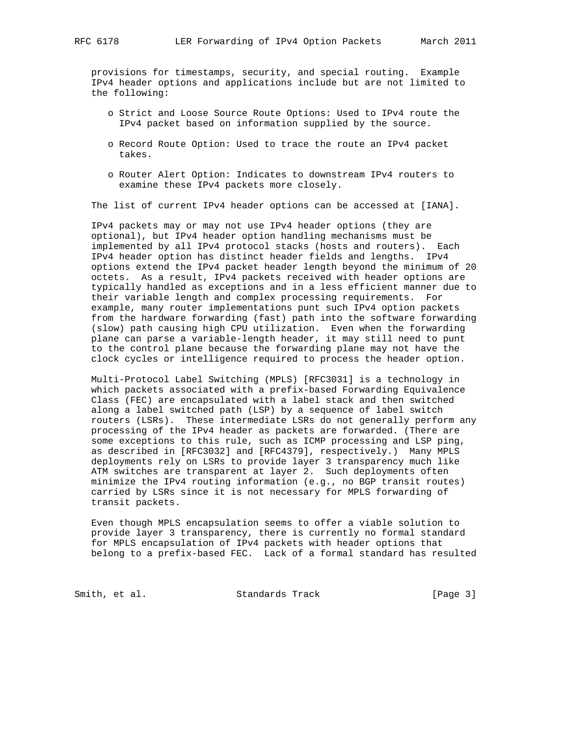provisions for timestamps, security, and special routing. Example IPv4 header options and applications include but are not limited to the following:

- Strict and Loose Source Route Options: Used to IPv4 route the IPv4 packet based on information supplied by the source.
- Record Route Option: Used to trace the route an IPv4 packet takes.
- Router Alert Option: Indicates to downstream IPv4 routers to examine these IPv4 packets more closely.

The list of current IPv4 header options can be accessed at [IANA].

IPv4 packets may or may not use IPv4 header options (they are optional), but IPv4 header option handling mechanisms must be implemented by all IPv4 protocol stacks (hosts and routers). Each IPv4 header option has distinct header fields and lengths. IPv4 options extend the IPv4 packet header length beyond the minimum of 20 octets. As a result, IPv4 packets received with header options are typically handled as exceptions and in a less efficient manner due to their variable length and complex processing requirements. For example, many router implementations punt such IPv4 option packets from the hardware forwarding (fast) path into the software forwarding (slow) path causing high CPU utilization. Even when the forwarding plane can parse a variable-length header, it may still need to punt to the control plane because the forwarding plane may not have the clock cycles or intelligence required to process the header option.

Multi-Protocol Label Switching (MPLS) [RFC3031] is a technology in which packets associated with a prefix-based Forwarding Equivalence Class (FEC) are encapsulated with a label stack and then switched along a label switched path (LSP) by a sequence of label switch routers (LSRs). These intermediate LSRs do not generally perform any processing of the IPv4 header as packets are forwarded. (There are some exceptions to this rule, such as ICMP processing and LSP ping, as described in [RFC3032] and [RFC4379], respectively.) Many MPLS deployments rely on LSRs to provide layer 3 transparency much like ATM switches are transparent at layer 2. Such deployments often minimize the IPv4 routing information (e.g., no BGP transit routes) carried by LSRs since it is not necessary for MPLS forwarding of transit packets.

Even though MPLS encapsulation seems to offer a viable solution to provide layer 3 transparency, there is currently no formal standard for MPLS encapsulation of IPv4 packets with header options that belong to a prefix-based FEC. Lack of a formal standard has resulted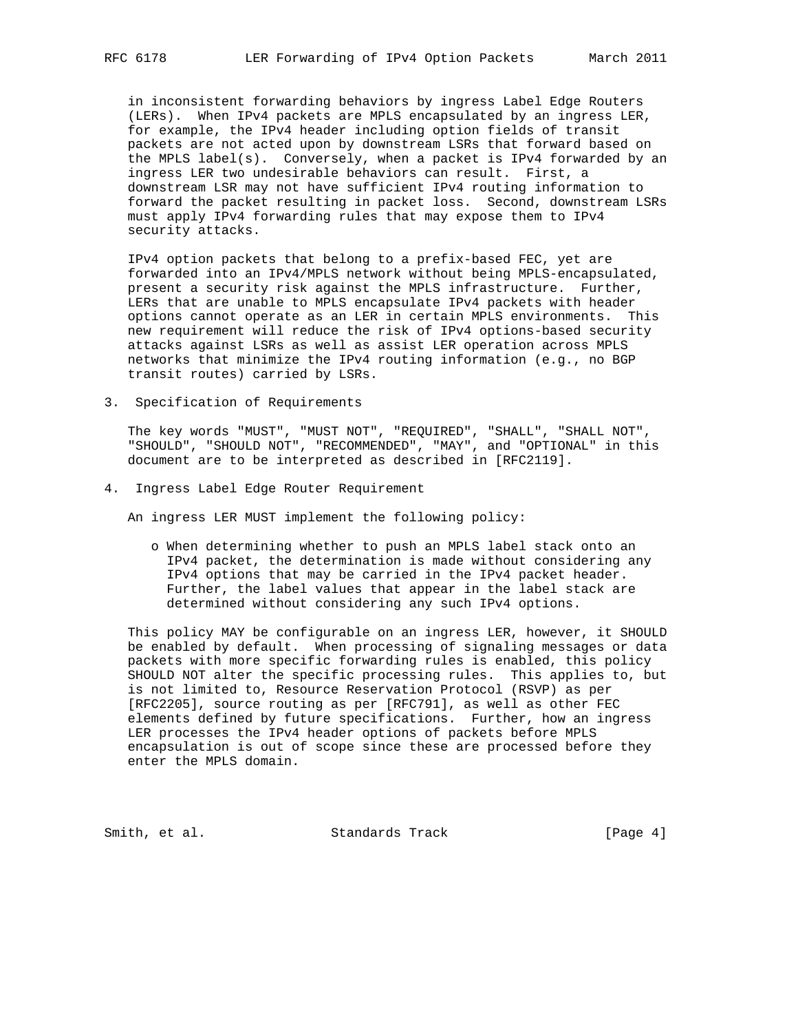in inconsistent forwarding behaviors by ingress Label Edge Routers (LERs). When IPv4 packets are MPLS encapsulated by an ingress LER, for example, the IPv4 header including option fields of transit packets are not acted upon by downstream LSRs that forward based on the MPLS label(s). Conversely, when a packet is IPv4 forwarded by an ingress LER two undesirable behaviors can result. First, a downstream LSR may not have sufficient IPv4 routing information to forward the packet resulting in packet loss. Second, downstream LSRs must apply IPv4 forwarding rules that may expose them to IPv4 security attacks.

IPv4 option packets that belong to a prefix-based FEC, yet are forwarded into an IPv4/MPLS network without being MPLS-encapsulated, present a security risk against the MPLS infrastructure. Further, LERs that are unable to MPLS encapsulate IPv4 packets with header options cannot operate as an LER in certain MPLS environments. This new requirement will reduce the risk of IPv4 options-based security attacks against LSRs as well as assist LER operation across MPLS networks that minimize the IPv4 routing information (e.g., no BGP transit routes) carried by LSRs.

## 3. Specification of Requirements

The key words "MUST", "MUST NOT", "REQUIRED", "SHALL", "SHALL NOT", "SHOULD", "SHOULD NOT", "RECOMMENDED", "MAY", and "OPTIONAL" in this document are to be interpreted as described in [RFC2119].

## 4. Ingress Label Edge Router Requirement

An ingress LER MUST implement the following policy:

- When determining whether to push an MPLS label stack onto an IPv4 packet, the determination is made without considering any IPv4 options that may be carried in the IPv4 packet header. Further, the label values that appear in the label stack are determined without considering any such IPv4 options.

This policy MAY be configurable on an ingress LER, however, it SHOULD be enabled by default. When processing of signaling messages or data packets with more specific forwarding rules is enabled, this policy SHOULD NOT alter the specific processing rules. This applies to, but is not limited to, Resource Reservation Protocol (RSVP) as per [RFC2205], source routing as per [RFC791], as well as other FEC elements defined by future specifications. Further, how an ingress LER processes the IPv4 header options of packets before MPLS encapsulation is out of scope since these are processed before they enter the MPLS domain.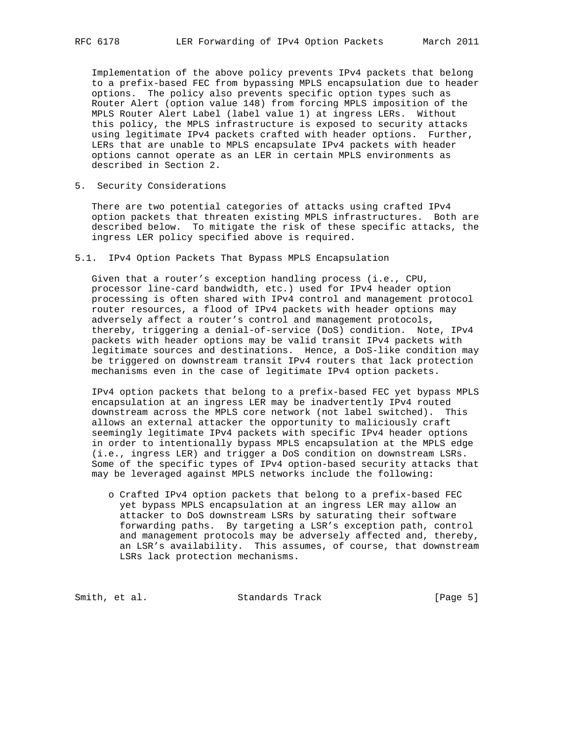Implementation of the above policy prevents IPv4 packets that belong to a prefix-based FEC from bypassing MPLS encapsulation due to header options. The policy also prevents specific option types such as Router Alert (option value 148) from forcing MPLS imposition of the MPLS Router Alert Label (label value 1) at ingress LERs. Without this policy, the MPLS infrastructure is exposed to security attacks using legitimate IPv4 packets crafted with header options. Further, LERs that are unable to MPLS encapsulate IPv4 packets with header options cannot operate as an LER in certain MPLS environments as described in Section 2.

## 5. Security Considerations

There are two potential categories of attacks using crafted IPv4 option packets that threaten existing MPLS infrastructures. Both are described below. To mitigate the risk of these specific attacks, the ingress LER policy specified above is required.

### 5.1. IPv4 Option Packets That Bypass MPLS Encapsulation

Given that a router's exception handling process (i.e., CPU, processor line-card bandwidth, etc.) used for IPv4 header option processing is often shared with IPv4 control and management protocol router resources, a flood of IPv4 packets with header options may adversely affect a router's control and management protocols, thereby, triggering a denial-of-service (DoS) condition. Note, IPv4 packets with header options may be valid transit IPv4 packets with legitimate sources and destinations. Hence, a DoS-like condition may be triggered on downstream transit IPv4 routers that lack protection mechanisms even in the case of legitimate IPv4 option packets.

IPv4 option packets that belong to a prefix-based FEC yet bypass MPLS encapsulation at an ingress LER may be inadvertently IPv4 routed downstream across the MPLS core network (not label switched). This allows an external attacker the opportunity to maliciously craft seemingly legitimate IPv4 packets with specific IPv4 header options in order to intentionally bypass MPLS encapsulation at the MPLS edge (i.e., ingress LER) and trigger a DoS condition on downstream LSRs. Some of the specific types of IPv4 option-based security attacks that may be leveraged against MPLS networks include the following:

- Crafted IPv4 option packets that belong to a prefix-based FEC yet bypass MPLS encapsulation at an ingress LER may allow an attacker to DoS downstream LSRs by saturating their software forwarding paths. By targeting a LSR's exception path, control and management protocols may be adversely affected and, thereby, an LSR's availability. This assumes, of course, that downstream LSRs lack protection mechanisms.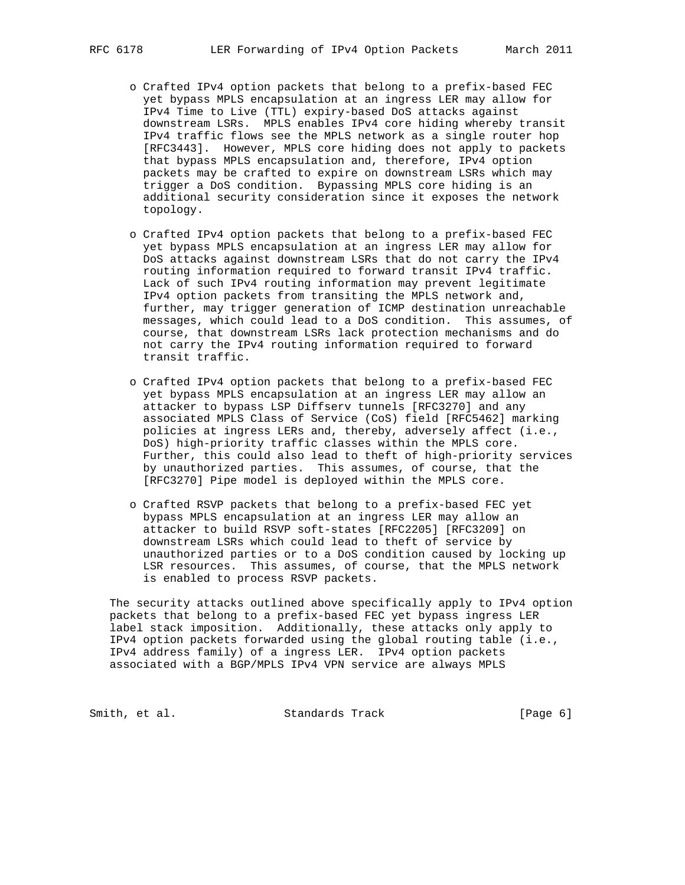- Crafted IPv4 option packets that belong to a prefix-based FEC yet bypass MPLS encapsulation at an ingress LER may allow for IPv4 Time to Live (TTL) expiry-based DoS attacks against downstream LSRs. MPLS enables IPv4 core hiding whereby transit IPv4 traffic flows see the MPLS network as a single router hop [RFC3443]. However, MPLS core hiding does not apply to packets that bypass MPLS encapsulation and, therefore, IPv4 option packets may be crafted to expire on downstream LSRs which may trigger a DoS condition. Bypassing MPLS core hiding is an additional security consideration since it exposes the network topology.

- Crafted IPv4 option packets that belong to a prefix-based FEC yet bypass MPLS encapsulation at an ingress LER may allow for DoS attacks against downstream LSRs that do not carry the IPv4 routing information required to forward transit IPv4 traffic. Lack of such IPv4 routing information may prevent legitimate IPv4 option packets from transiting the MPLS network and, further, may trigger generation of ICMP destination unreachable messages, which could lead to a DoS condition. This assumes, of course, that downstream LSRs lack protection mechanisms and do not carry the IPv4 routing information required to forward transit traffic.

- Crafted IPv4 option packets that belong to a prefix-based FEC yet bypass MPLS encapsulation at an ingress LER may allow an attacker to bypass LSP Diffserv tunnels [RFC3270] and any associated MPLS Class of Service (CoS) field [RFC5462] marking policies at ingress LERs and, thereby, adversely affect (i.e., DoS) high-priority traffic classes within the MPLS core. Further, this could also lead to theft of high-priority services by unauthorized parties. This assumes, of course, that the [RFC3270] Pipe model is deployed within the MPLS core.

- Crafted RSVP packets that belong to a prefix-based FEC yet bypass MPLS encapsulation at an ingress LER may allow an attacker to build RSVP soft-states [RFC2205] [RFC3209] on downstream LSRs which could lead to theft of service by unauthorized parties or to a DoS condition caused by locking up LSR resources. This assumes, of course, that the MPLS network is enabled to process RSVP packets.

The security attacks outlined above specifically apply to IPv4 option packets that belong to a prefix-based FEC yet bypass ingress LER label stack imposition. Additionally, these attacks only apply to IPv4 option packets forwarded using the global routing table (i.e., IPv4 address family) of a ingress LER. IPv4 option packets associated with a BGP/MPLS IPv4 VPN service are always MPLS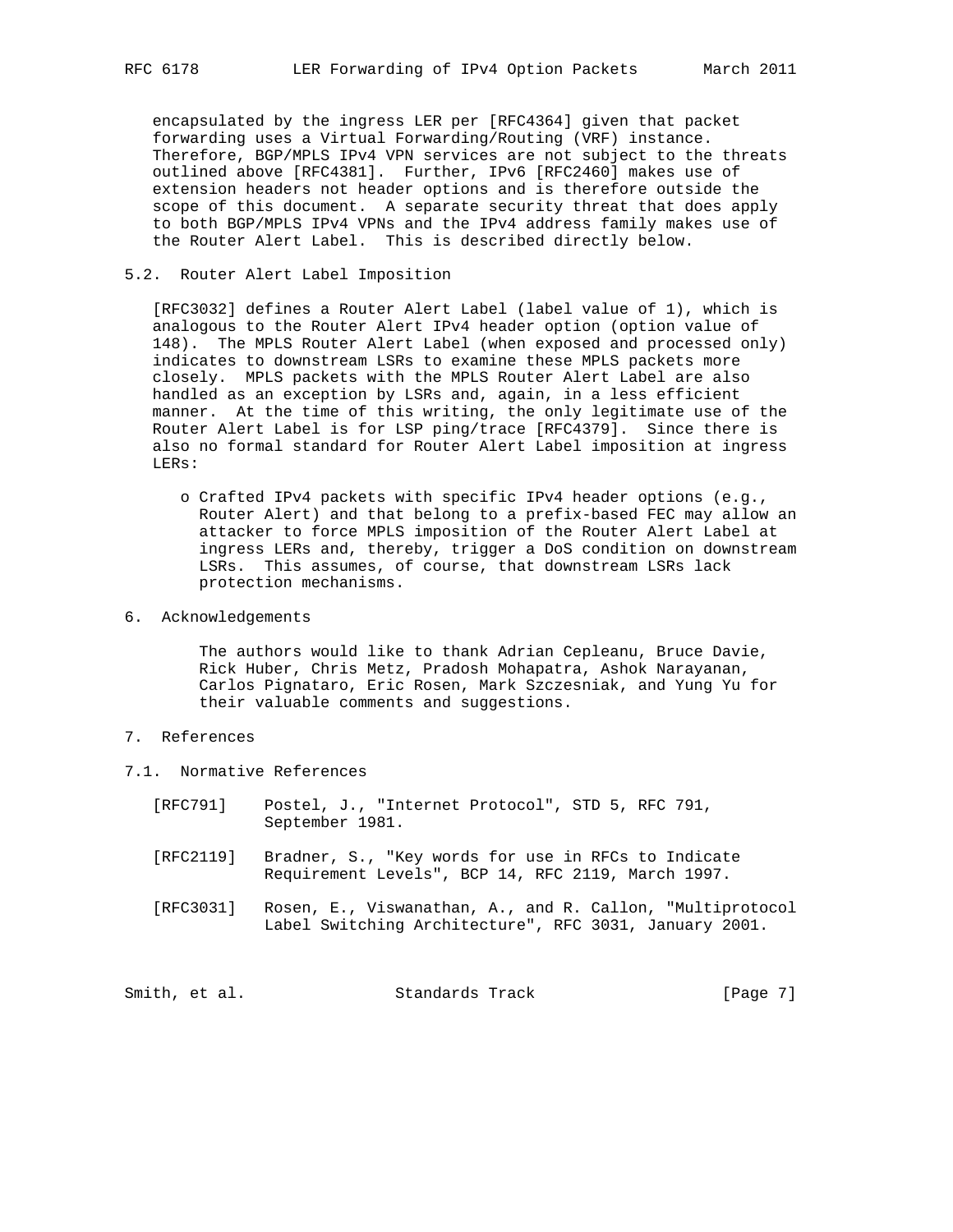encapsulated by the ingress LER per [RFC4364] given that packet forwarding uses a Virtual Forwarding/Routing (VRF) instance. Therefore, BGP/MPLS IPv4 VPN services are not subject to the threats outlined above [RFC4381]. Further, IPv6 [RFC2460] makes use of extension headers not header options and is therefore outside the scope of this document. A separate security threat that does apply to both BGP/MPLS IPv4 VPNs and the IPv4 address family makes use of the Router Alert Label. This is described directly below.

### 5.2. Router Alert Label Imposition

[RFC3032] defines a Router Alert Label (label value of 1), which is analogous to the Router Alert IPv4 header option (option value of 148). The MPLS Router Alert Label (when exposed and processed only) indicates to downstream LSRs to examine these MPLS packets more closely. MPLS packets with the MPLS Router Alert Label are also handled as an exception by LSRs and, again, in a less efficient manner. At the time of this writing, the only legitimate use of the Router Alert Label is for LSP ping/trace [RFC4379]. Since there is also no formal standard for Router Alert Label imposition at ingress LERs:

- Crafted IPv4 packets with specific IPv4 header options (e.g., Router Alert) and that belong to a prefix-based FEC may allow an attacker to force MPLS imposition of the Router Alert Label at ingress LERs and, thereby, trigger a DoS condition on downstream LSRs. This assumes, of course, that downstream LSRs lack protection mechanisms.

## 6. Acknowledgements

The authors would like to thank Adrian Cepleanu, Bruce Davie, Rick Huber, Chris Metz, Pradosh Mohapatra, Ashok Narayanan, Carlos Pignataro, Eric Rosen, Mark Szczesniak, and Yung Yu for their valuable comments and suggestions.

## 7. References

### 7.1. Normative References

[RFC791] Postel, J., "Internet Protocol", STD 5, RFC 791, September 1981.

[RFC2119] Bradner, S., "Key words for use in RFCs to Indicate Requirement Levels", BCP 14, RFC 2119, March 1997.

[RFC3031] Rosen, E., Viswanathan, A., and R. Callon, "Multiprotocol Label Switching Architecture", RFC 3031, January 2001.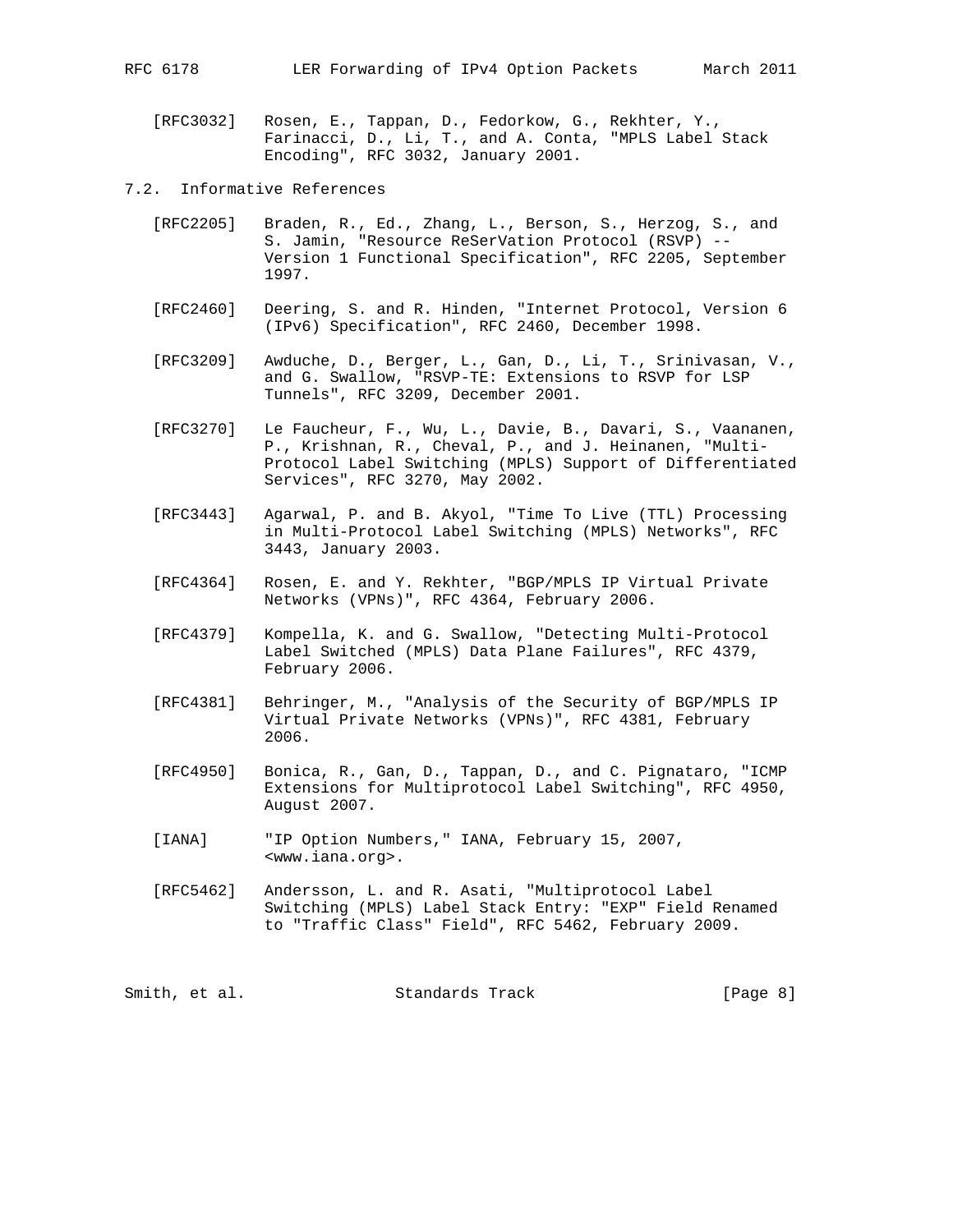[RFC3032] Rosen, E., Tappan, D., Fedorkow, G., Rekhter, Y., Farinacci, D., Li, T., and A. Conta, "MPLS Label Stack Encoding", RFC 3032, January 2001.

## 7.2. Informative References

[RFC2205] Braden, R., Ed., Zhang, L., Berson, S., Herzog, S., and S. Jamin, "Resource ReSerVation Protocol (RSVP) -- Version 1 Functional Specification", RFC 2205, September 1997.

[RFC2460] Deering, S. and R. Hinden, "Internet Protocol, Version 6 (IPv6) Specification", RFC 2460, December 1998.

[RFC3209] Awduche, D., Berger, L., Gan, D., Li, T., Srinivasan, V., and G. Swallow, "RSVP-TE: Extensions to RSVP for LSP Tunnels", RFC 3209, December 2001.

[RFC3270] Le Faucheur, F., Wu, L., Davie, B., Davari, S., Vaananen, P., Krishnan, R., Cheval, P., and J. Heinanen, "Multi-Protocol Label Switching (MPLS) Support of Differentiated Services", RFC 3270, May 2002.

[RFC3443] Agarwal, P. and B. Akyol, "Time To Live (TTL) Processing in Multi-Protocol Label Switching (MPLS) Networks", RFC 3443, January 2003.

[RFC4364] Rosen, E. and Y. Rekhter, "BGP/MPLS IP Virtual Private Networks (VPNs)", RFC 4364, February 2006.

[RFC4379] Kompella, K. and G. Swallow, "Detecting Multi-Protocol Label Switched (MPLS) Data Plane Failures", RFC 4379, February 2006.

[RFC4381] Behringer, M., "Analysis of the Security of BGP/MPLS IP Virtual Private Networks (VPNs)", RFC 4381, February 2006.

[RFC4950] Bonica, R., Gan, D., Tappan, D., and C. Pignataro, "ICMP Extensions for Multiprotocol Label Switching", RFC 4950, August 2007.

[IANA] "IP Option Numbers," IANA, February 15, 2007, <www.iana.org>.

[RFC5462] Andersson, L. and R. Asati, "Multiprotocol Label Switching (MPLS) Label Stack Entry: "EXP" Field Renamed to "Traffic Class" Field", RFC 5462, February 2009.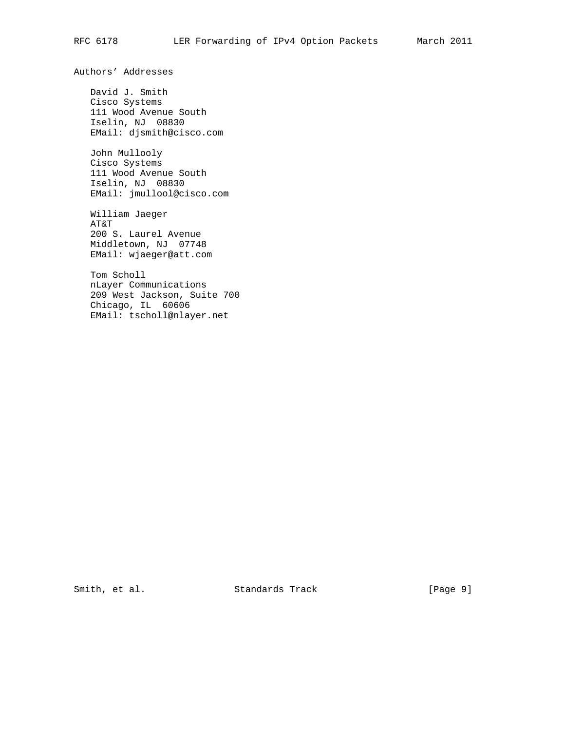# Authors' Addresses

David J. Smith
Cisco Systems
111 Wood Avenue South
Iselin, NJ  08830
EMail: djsmith@cisco.com

John Mullooly
Cisco Systems
111 Wood Avenue South
Iselin, NJ  08830
EMail: jmullool@cisco.com

William Jaeger
AT&T
200 S. Laurel Avenue
Middletown, NJ  07748
EMail: wjaeger@att.com

Tom Scholl
nLayer Communications
209 West Jackson, Suite 700
Chicago, IL  60606
EMail: tscholl@nlayer.net